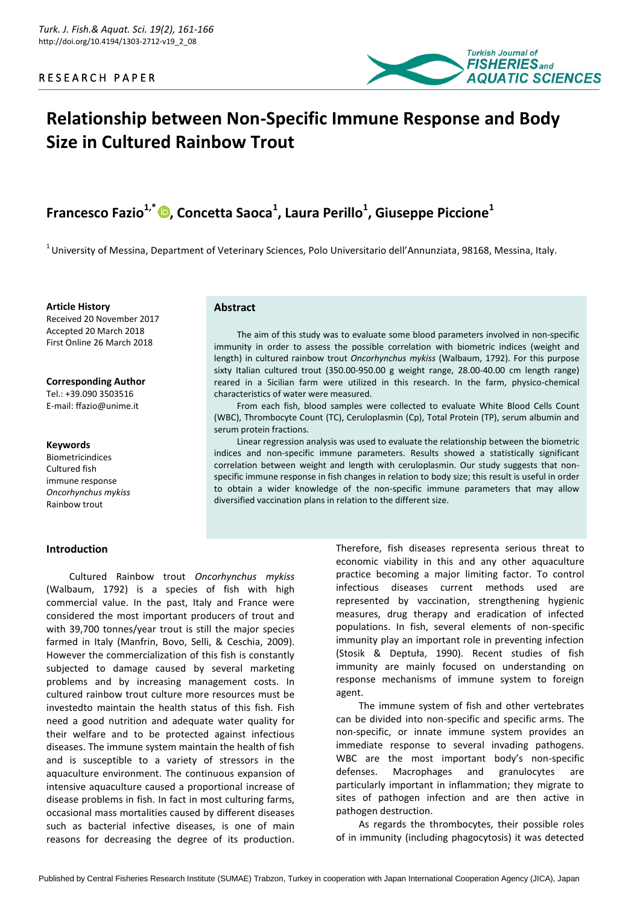RESEARCH PAPER

# Relationship between Non-Specific Immune Response and Body Size in Cultured Rainbow Trout

**Francesco Fazio[1,*], Concetta Saoca[1], Laura Perillo[1], Giuseppe Piccione[1]**

[1] University of Messina, Department of Veterinary Sciences, Polo Universitario dell'Annunziata, 98168, Messina, Italy.

**Article History**
Received 20 November 2017
Accepted 20 March 2018
First Online 26 March 2018

**Corresponding Author**
Tel.: +39.090 3503516
E-mail: ffazio@unime.it

**Keywords**
Biometricindices
Cultured fish
immune response
*Oncorhynchus mykiss*
Rainbow trout

## Abstract

The aim of this study was to evaluate some blood parameters involved in non-specific immunity in order to assess the possible correlation with biometric indices (weight and length) in cultured rainbow trout *Oncorhynchus mykiss* (Walbaum, 1792). For this purpose sixty Italian cultured trout (350.00-950.00 g weight range, 28.00-40.00 cm length range) reared in a Sicilian farm were utilized in this research. In the farm, physico-chemical characteristics of water were measured.

From each fish, blood samples were collected to evaluate White Blood Cells Count (WBC), Thrombocyte Count (TC), Ceruloplasmin (Cp), Total Protein (TP), serum albumin and serum protein fractions.

Linear regression analysis was used to evaluate the relationship between the biometric indices and non-specific immune parameters. Results showed a statistically significant correlation between weight and length with ceruloplasmin. Our study suggests that non-specific immune response in fish changes in relation to body size; this result is useful in order to obtain a wider knowledge of the non-specific immune parameters that may allow diversified vaccination plans in relation to the different size.

## Introduction

Cultured Rainbow trout *Oncorhynchus mykiss* (Walbaum, 1792) is a species of fish with high commercial value. In the past, Italy and France were considered the most important producers of trout and with 39,700 tonnes/year trout is still the major species farmed in Italy (Manfrin, Bovo, Selli, & Ceschia, 2009). However the commercialization of this fish is constantly subjected to damage caused by several marketing problems and by increasing management costs. In cultured rainbow trout culture more resources must be investedto maintain the health status of this fish. Fish need a good nutrition and adequate water quality for their welfare and to be protected against infectious diseases. The immune system maintain the health of fish and is susceptible to a variety of stressors in the aquaculture environment. The continuous expansion of intensive aquaculture caused a proportional increase of disease problems in fish. In fact in most culturing farms, occasional mass mortalities caused by different diseases such as bacterial infective diseases, is one of main reasons for decreasing the degree of its production. Therefore, fish diseases representa serious threat to economic viability in this and any other aquaculture practice becoming a major limiting factor. To control infectious diseases current methods used are represented by vaccination, strengthening hygienic measures, drug therapy and eradication of infected populations. In fish, several elements of non-specific immunity play an important role in preventing infection (Stosik & Deptuła, 1990). Recent studies of fish immunity are mainly focused on understanding on response mechanisms of immune system to foreign agent.

The immune system of fish and other vertebrates can be divided into non-specific and specific arms. The non-specific, or innate immune system provides an immediate response to several invading pathogens. WBC are the most important body's non-specific defenses. Macrophages and granulocytes are particularly important in inflammation; they migrate to sites of pathogen infection and are then active in pathogen destruction.

As regards the thrombocytes, their possible roles of in immunity (including phagocytosis) it was detected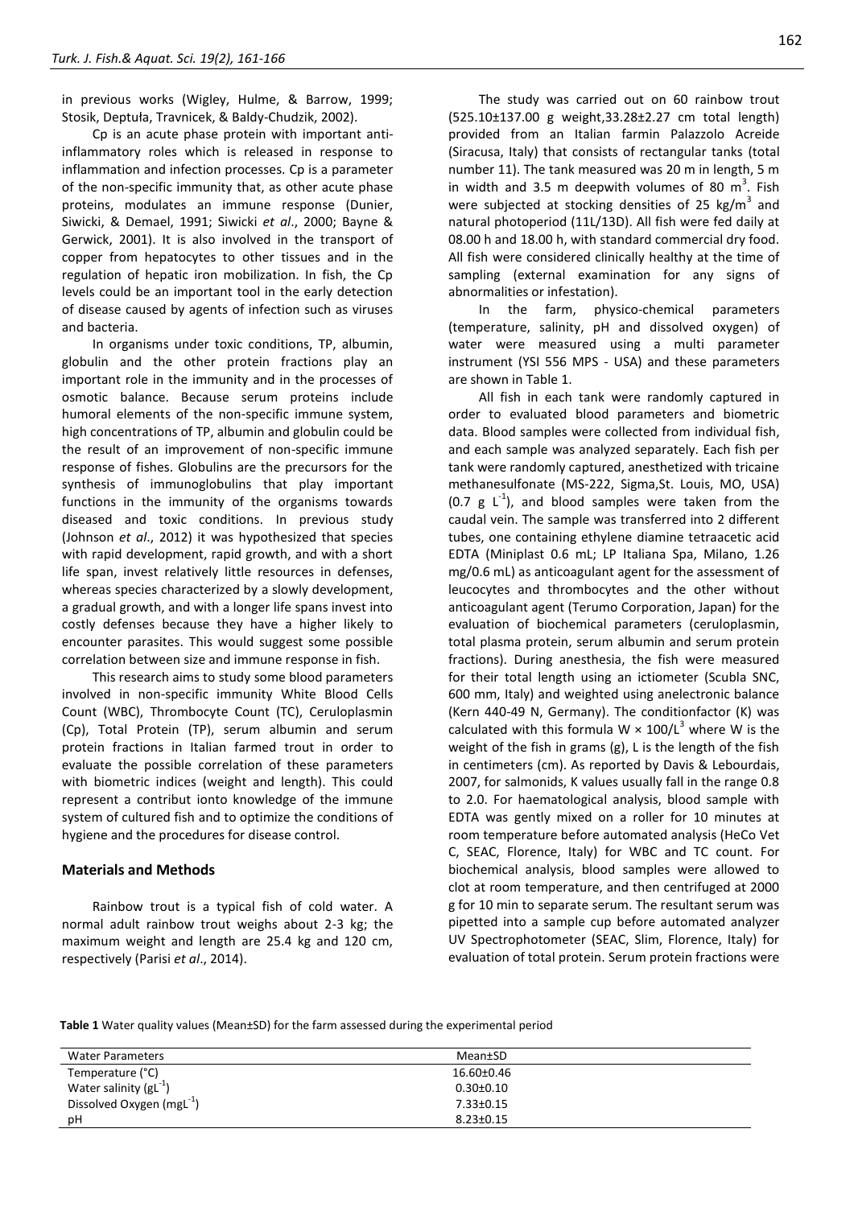in previous works (Wigley, Hulme, & Barrow, 1999; Stosik, Deptuła, Travnicek, & Baldy-Chudzik, 2002).

Cp is an acute phase protein with important anti-inflammatory roles which is released in response to inflammation and infection processes. Cp is a parameter of the non-specific immunity that, as other acute phase proteins, modulates an immune response (Dunier, Siwicki, & Demael, 1991; Siwicki *et al*., 2000; Bayne & Gerwick, 2001). It is also involved in the transport of copper from hepatocytes to other tissues and in the regulation of hepatic iron mobilization. In fish, the Cp levels could be an important tool in the early detection of disease caused by agents of infection such as viruses and bacteria.

In organisms under toxic conditions, TP, albumin, globulin and the other protein fractions play an important role in the immunity and in the processes of osmotic balance. Because serum proteins include humoral elements of the non-specific immune system, high concentrations of TP, albumin and globulin could be the result of an improvement of non-specific immune response of fishes. Globulins are the precursors for the synthesis of immunoglobulins that play important functions in the immunity of the organisms towards diseased and toxic conditions. In previous study (Johnson *et al*., 2012) it was hypothesized that species with rapid development, rapid growth, and with a short life span, invest relatively little resources in defenses, whereas species characterized by a slowly development, a gradual growth, and with a longer life spans invest into costly defenses because they have a higher likely to encounter parasites. This would suggest some possible correlation between size and immune response in fish.

This research aims to study some blood parameters involved in non-specific immunity White Blood Cells Count (WBC), Thrombocyte Count (TC), Ceruloplasmin (Cp), Total Protein (TP), serum albumin and serum protein fractions in Italian farmed trout in order to evaluate the possible correlation of these parameters with biometric indices (weight and length). This could represent a contribut ionto knowledge of the immune system of cultured fish and to optimize the conditions of hygiene and the procedures for disease control.

## Materials and Methods

Rainbow trout is a typical fish of cold water. A normal adult rainbow trout weighs about 2-3 kg; the maximum weight and length are 25.4 kg and 120 cm, respectively (Parisi *et al*., 2014).

The study was carried out on 60 rainbow trout (525.10±137.00 g weight,33.28±2.27 cm total length) provided from an Italian farmin Palazzolo Acreide (Siracusa, Italy) that consists of rectangular tanks (total number 11). The tank measured was 20 m in length, 5 m in width and 3.5 m deepwith volumes of 80 $m^3$. Fish were subjected at stocking densities of 25 kg/$m^3$ and natural photoperiod (11L/13D). All fish were fed daily at 08.00 h and 18.00 h, with standard commercial dry food. All fish were considered clinically healthy at the time of sampling (external examination for any signs of abnormalities or infestation).

In the farm, physico-chemical parameters (temperature, salinity, pH and dissolved oxygen) of water were measured using a multi parameter instrument (YSI 556 MPS - USA) and these parameters are shown in Table 1.

All fish in each tank were randomly captured in order to evaluated blood parameters and biometric data. Blood samples were collected from individual fish, and each sample was analyzed separately. Each fish per tank were randomly captured, anesthetized with tricaine methanesulfonate (MS-222, Sigma,St. Louis, MO, USA) (0.7 g $L^{-1}$), and blood samples were taken from the caudal vein. The sample was transferred into 2 different tubes, one containing ethylene diamine tetraacetic acid EDTA (Miniplast 0.6 mL; LP Italiana Spa, Milano, 1.26 mg/0.6 mL) as anticoagulant agent for the assessment of leucocytes and thrombocytes and the other without anticoagulant agent (Terumo Corporation, Japan) for the evaluation of biochemical parameters (ceruloplasmin, total plasma protein, serum albumin and serum protein fractions). During anesthesia, the fish were measured for their total length using an ictiometer (Scubla SNC, 600 mm, Italy) and weighted using anelectronic balance (Kern 440-49 N, Germany). The conditionfactor (K) was calculated with this formula $W \times 100/L^3$ where W is the weight of the fish in grams (g), L is the length of the fish in centimeters (cm). As reported by Davis & Lebourdais, 2007, for salmonids, K values usually fall in the range 0.8 to 2.0. For haematological analysis, blood sample with EDTA was gently mixed on a roller for 10 minutes at room temperature before automated analysis (HeCo Vet C, SEAC, Florence, Italy) for WBC and TC count. For biochemical analysis, blood samples were allowed to clot at room temperature, and then centrifuged at 2000 g for 10 min to separate serum. The resultant serum was pipetted into a sample cup before automated analyzer UV Spectrophotometer (SEAC, Slim, Florence, Italy) for evaluation of total protein. Serum protein fractions were

**Table 1** Water quality values (Mean±SD) for the farm assessed during the experimental period

| Water Parameters | Mean±SD |
|---|---|
| Temperature (°C) | 16.60±0.46 |
| Water salinity ($gL^{-1}$) | 0.30±0.10 |
| Dissolved Oxygen ($mgL^{-1}$) | 7.33±0.15 |
| pH | 8.23±0.15 |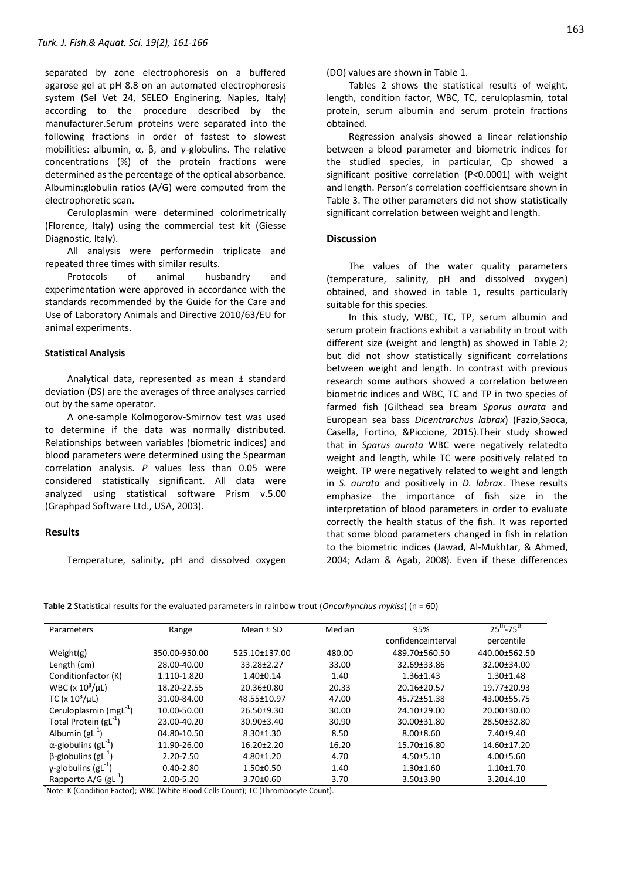separated by zone electrophoresis on a buffered agarose gel at pH 8.8 on an automated electrophoresis system (Sel Vet 24, SELEO Enginering, Naples, Italy) according to the procedure described by the manufacturer.Serum proteins were separated into the following fractions in order of fastest to slowest mobilities: albumin, α, β, and γ-globulins. The relative concentrations (%) of the protein fractions were determined as the percentage of the optical absorbance. Albumin:globulin ratios (A/G) were computed from the electrophoretic scan.

Ceruloplasmin were determined colorimetrically (Florence, Italy) using the commercial test kit (Giesse Diagnostic, Italy).

All analysis were performedin triplicate and repeated three times with similar results.

Protocols of animal husbandry and experimentation were approved in accordance with the standards recommended by the Guide for the Care and Use of Laboratory Animals and Directive 2010/63/EU for animal experiments.

### Statistical Analysis

Analytical data, represented as mean ± standard deviation (DS) are the averages of three analyses carried out by the same operator.

A one-sample Kolmogorov-Smirnov test was used to determine if the data was normally distributed. Relationships between variables (biometric indices) and blood parameters were determined using the Spearman correlation analysis. *P* values less than 0.05 were considered statistically significant. All data were analyzed using statistical software Prism v.5.00 (Graphpad Software Ltd., USA, 2003).

## Results

Temperature, salinity, pH and dissolved oxygen (DO) values are shown in Table 1.

Tables 2 shows the statistical results of weight, length, condition factor, WBC, TC, ceruloplasmin, total protein, serum albumin and serum protein fractions obtained.

Regression analysis showed a linear relationship between a blood parameter and biometric indices for the studied species, in particular, Cp showed a significant positive correlation ($P<0.0001$) with weight and length. Person's correlation coefficientsare shown in Table 3. The other parameters did not show statistically significant correlation between weight and length.

## Discussion

The values of the water quality parameters (temperature, salinity, pH and dissolved oxygen) obtained, and showed in table 1, results particularly suitable for this species.

In this study, WBC, TC, TP, serum albumin and serum protein fractions exhibit a variability in trout with different size (weight and length) as showed in Table 2; but did not show statistically significant correlations between weight and length. In contrast with previous research some authors showed a correlation between biometric indices and WBC, TC and TP in two species of farmed fish (Gilthead sea bream *Sparus aurata* and European sea bass *Dicentrarchus labrax*) (Fazio,Saoca, Casella, Fortino, &Piccione, 2015).Their study showed that in *Sparus aurata* WBC were negatively relatedto weight and length, while TC were positively related to weight. TP were negatively related to weight and length in *S. aurata* and positively in *D. labrax*. These results emphasize the importance of fish size in the interpretation of blood parameters in order to evaluate correctly the health status of the fish. It was reported that some blood parameters changed in fish in relation to the biometric indices (Jawad, Al-Mukhtar, & Ahmed, 2004; Adam & Agab, 2008). Even if these differences

**Table 2** Statistical results for the evaluated parameters in rainbow trout (*Oncorhynchus mykiss*) (n = 60)

| Parameters | Range | Mean ± SD | Median | 95% confidenceinterval | $25^{th}$-$75^{th}$ percentile |
|---|---|---|---|---|---|
| Weight(g) | 350.00-950.00 | 525.10±137.00 | 480.00 | 489.70±560.50 | 440.00±562.50 |
| Length (cm) | 28.00-40.00 | 33.28±2.27 | 33.00 | 32.69±33.86 | 32.00±34.00 |
| Conditionfactor (K) | 1.110-1.820 | 1.40±0.14 | 1.40 | 1.36±1.43 | 1.30±1.48 |
| WBC ($x\ 10^3/\mu L$) | 18.20-22.55 | 20.36±0.80 | 20.33 | 20.16±20.57 | 19.77±20.93 |
| TC ($x\ 10^3/\mu L$) | 31.00-84.00 | 48.55±10.97 | 47.00 | 45.72±51.38 | 43.00±55.75 |
| Ceruloplasmin ($mgL^{-1}$) | 10.00-50.00 | 26.50±9.30 | 30.00 | 24.10±29.00 | 20.00±30.00 |
| Total Protein ($gL^{-1}$) | 23.00-40.20 | 30.90±3.40 | 30.90 | 30.00±31.80 | 28.50±32.80 |
| Albumin ($gL^{-1}$) | 04.80-10.50 | 8.30±1.30 | 8.50 | 8.00±8.60 | 7.40±9.40 |
| α-globulins ($gL^{-1}$) | 11.90-26.00 | 16.20±2.20 | 16.20 | 15.70±16.80 | 14.60±17.20 |
| β-globulins ($gL^{-1}$) | 2.20-7.50 | 4.80±1.20 | 4.70 | 4.50±5.10 | 4.00±5.60 |
| γ-globulins ($gL^{-1}$) | 0.40-2.80 | 1.50±0.50 | 1.40 | 1.30±1.60 | 1.10±1.70 |
| Rapporto A/G ($gL^{-1}$) | 2.00-5.20 | 3.70±0.60 | 3.70 | 3.50±3.90 | 3.20±4.10 |

*Note: K (Condition Factor); WBC (White Blood Cells Count); TC (Thrombocyte Count).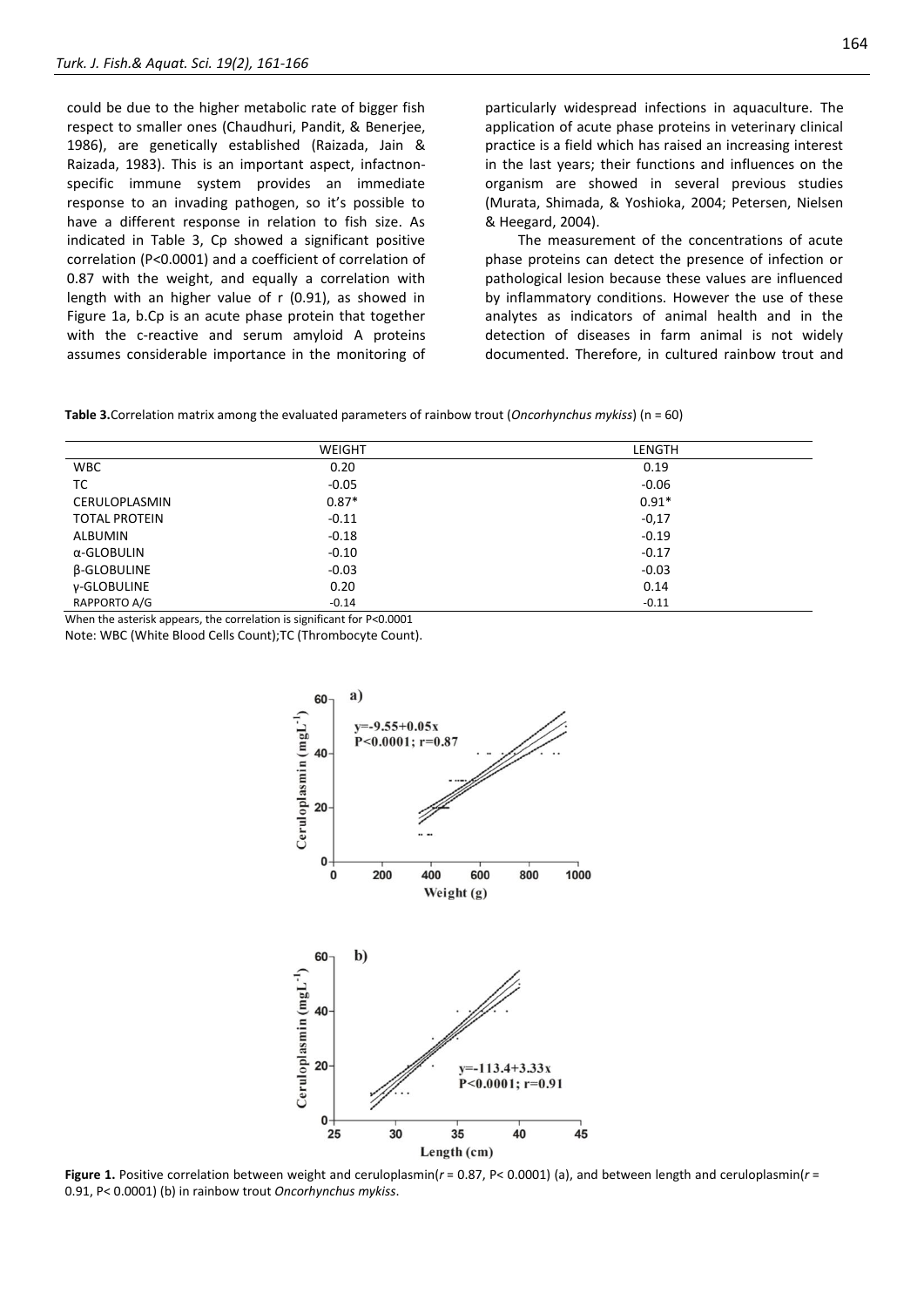could be due to the higher metabolic rate of bigger fish respect to smaller ones (Chaudhuri, Pandit, & Benerjee, 1986), are genetically established (Raizada, Jain & Raizada, 1983). This is an important aspect, infactnon-specific immune system provides an immediate response to an invading pathogen, so it's possible to have a different response in relation to fish size. As indicated in Table 3, Cp showed a significant positive correlation (P<0.0001) and a coefficient of correlation of 0.87 with the weight, and equally a correlation with length with an higher value of r (0.91), as showed in Figure 1a, b.Cp is an acute phase protein that together with the c-reactive and serum amyloid A proteins assumes considerable importance in the monitoring of particularly widespread infections in aquaculture. The application of acute phase proteins in veterinary clinical practice is a field which has raised an increasing interest in the last years; their functions and influences on the organism are showed in several previous studies (Murata, Shimada, & Yoshioka, 2004; Petersen, Nielsen & Heegard, 2004).

The measurement of the concentrations of acute phase proteins can detect the presence of infection or pathological lesion because these values are influenced by inflammatory conditions. However the use of these analytes as indicators of animal health and in the detection of diseases in farm animal is not widely documented. Therefore, in cultured rainbow trout and

**Table 3.** Correlation matrix among the evaluated parameters of rainbow trout (*Oncorhynchus mykiss*) (n = 60)

| | WEIGHT | LENGTH |
|---|---|---|
| WBC | 0.20 | 0.19 |
| TC | -0.05 | -0.06 |
| CERULOPLASMIN | 0.87* | 0.91* |
| TOTAL PROTEIN | -0.11 | -0,17 |
| ALBUMIN | -0.18 | -0.19 |
| α-GLOBULIN | -0.10 | -0.17 |
| β-GLOBULINE | -0.03 | -0.03 |
| γ-GLOBULINE | 0.20 | 0.14 |
| RAPPORTO A/G | -0.14 | -0.11 |

When the asterisk appears, the correlation is significant for P<0.0001

Note: WBC (White Blood Cells Count);TC (Thrombocyte Count).

**Figure 1.** Positive correlation between weight and ceruloplasmin($r$ = 0.87, P< 0.0001) (a), and between length and ceruloplasmin($r$ = 0.91, P< 0.0001) (b) in rainbow trout *Oncorhynchus mykiss*.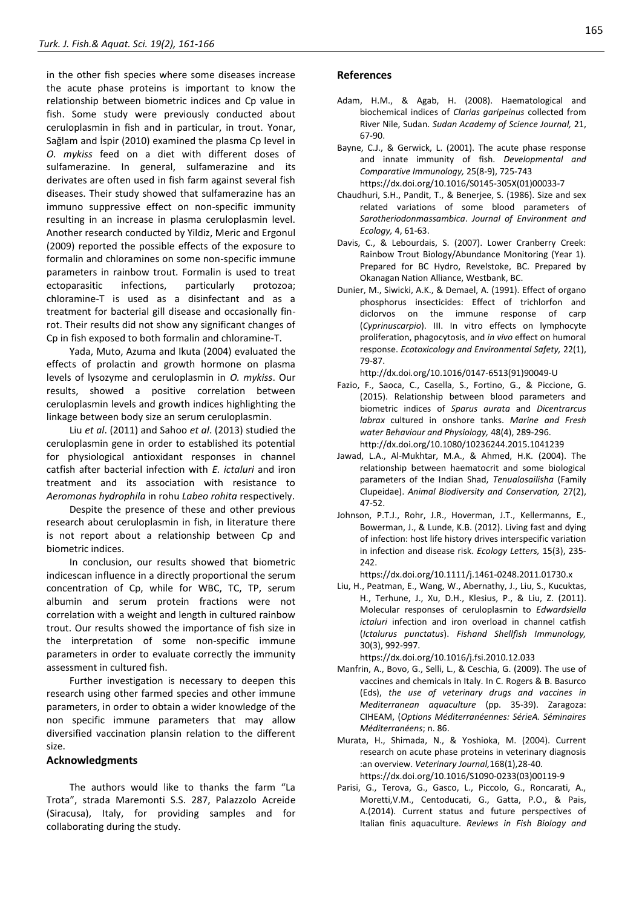in the other fish species where some diseases increase the acute phase proteins is important to know the relationship between biometric indices and Cp value in fish. Some study were previously conducted about ceruloplasmin in fish and in particular, in trout. Yonar, Sağlam and İspir (2010) examined the plasma Cp level in *O. mykiss* feed on a diet with different doses of sulfamerazine. In general, sulfamerazine and its derivates are often used in fish farm against several fish diseases. Their study showed that sulfamerazine has an immuno suppressive effect on non-specific immunity resulting in an increase in plasma ceruloplasmin level. Another research conducted by Yildiz, Meric and Ergonul (2009) reported the possible effects of the exposure to formalin and chloramines on some non-specific immune parameters in rainbow trout. Formalin is used to treat ectoparasitic infections, particularly protozoa; chloramine-T is used as a disinfectant and as a treatment for bacterial gill disease and occasionally fin-rot. Their results did not show any significant changes of Cp in fish exposed to both formalin and chloramine-T.

Yada, Muto, Azuma and Ikuta (2004) evaluated the effects of prolactin and growth hormone on plasma levels of lysozyme and ceruloplasmin in *O. mykiss*. Our results, showed a positive correlation between ceruloplasmin levels and growth indices highlighting the linkage between body size an serum ceruloplasmin.

Liu *et al*. (2011) and Sahoo *et al*. (2013) studied the ceruloplasmin gene in order to established its potential for physiological antioxidant responses in channel catfish after bacterial infection with *E. ictaluri* and iron treatment and its association with resistance to *Aeromonas hydrophila* in rohu *Labeo rohita* respectively.

Despite the presence of these and other previous research about ceruloplasmin in fish, in literature there is not report about a relationship between Cp and biometric indices.

In conclusion, our results showed that biometric indicescan influence in a directly proportional the serum concentration of Cp, while for WBC, TC, TP, serum albumin and serum protein fractions were not correlation with a weight and length in cultured rainbow trout. Our results showed the importance of fish size in the interpretation of some non-specific immune parameters in order to evaluate correctly the immunity assessment in cultured fish.

Further investigation is necessary to deepen this research using other farmed species and other immune parameters, in order to obtain a wider knowledge of the non specific immune parameters that may allow diversified vaccination plansin relation to the different size.

## Acknowledgments

The authors would like to thanks the farm "La Trota", strada Maremonti S.S. 287, Palazzolo Acreide (Siracusa), Italy, for providing samples and for collaborating during the study.

## References

Adam, H.M., & Agab, H. (2008). Haematological and biochemical indices of *Clarias garipeinus* collected from River Nile, Sudan. *Sudan Academy of Science Journal,* 21, 67-90.

Bayne, C.J., & Gerwick, L. (2001). The acute phase response and innate immunity of fish. *Developmental and Comparative Immunology,* 25(8-9), 725-743 https://dx.doi.org/10.1016/S0145-305X(01)00033-7

Chaudhuri, S.H., Pandit, T., & Benerjee, S. (1986). Size and sex related variations of some blood parameters of *Sarotheriodonmassambica*. *Journal of Environment and Ecology,* 4, 61-63.

Davis, C., & Lebourdais, S. (2007). Lower Cranberry Creek: Rainbow Trout Biology/Abundance Monitoring (Year 1). Prepared for BC Hydro, Revelstoke, BC. Prepared by Okanagan Nation Alliance, Westbank, BC.

Dunier, M., Siwicki, A.K., & Demael, A. (1991). Effect of organo phosphorus insecticides: Effect of trichlorfon and diclorvos on the immune response of carp (*Cyprinuscarpio*). III. In vitro effects on lymphocyte proliferation, phagocytosis, and *in vivo* effect on humoral response. *Ecotoxicology and Environmental Safety,* 22(1), 79-87. http://dx.doi.org/10.1016/0147-6513(91)90049-U

Fazio, F., Saoca, C., Casella, S., Fortino, G., & Piccione, G. (2015). Relationship between blood parameters and biometric indices of *Sparus aurata* and *Dicentrarcus labrax* cultured in onshore tanks. *Marine and Fresh water Behaviour and Physiology,* 48(4), 289-296. http://dx.doi.org/10.1080/10236244.2015.1041239

Jawad, L.A., Al-Mukhtar, M.A., & Ahmed, H.K. (2004). The relationship between haematocrit and some biological parameters of the Indian Shad, *Tenualosailisha* (Family Clupeidae). *Animal Biodiversity and Conservation,* 27(2), 47-52.

Johnson, P.T.J., Rohr, J.R., Hoverman, J.T., Kellermanns, E., Bowerman, J., & Lunde, K.B. (2012). Living fast and dying of infection: host life history drives interspecific variation in infection and disease risk. *Ecology Letters,* 15(3), 235-242. https://dx.doi.org/10.1111/j.1461-0248.2011.01730.x

Liu, H., Peatman, E., Wang, W., Abernathy, J., Liu, S., Kucuktas, H., Terhune, J., Xu, D.H., Klesius, P., & Liu, Z. (2011). Molecular responses of ceruloplasmin to *Edwardsiella ictaluri* infection and iron overload in channel catfish (*Ictalurus punctatus*). *Fishand Shellfish Immunology,* 30(3), 992-997. https://dx.doi.org/10.1016/j.fsi.2010.12.033

Manfrin, A., Bovo, G., Selli, L., & Ceschia, G. (2009). The use of vaccines and chemicals in Italy. In C. Rogers & B. Basurco (Eds), *the use of veterinary drugs and vaccines in Mediterranean aquaculture* (pp. 35-39). Zaragoza: CIHEAM, (*Options Méditerranéennes: SérieA. Séminaires Méditerranéens*; n. 86.

Murata, H., Shimada, N., & Yoshioka, M. (2004). Current research on acute phase proteins in veterinary diagnosis :an overview. *Veterinary Journal,*168(1),28-40. https://dx.doi.org/10.1016/S1090-0233(03)00119-9

Parisi, G., Terova, G., Gasco, L., Piccolo, G., Roncarati, A., Moretti,V.M., Centoducati, G., Gatta, P.O., & Pais, A.(2014). Current status and future perspectives of Italian finis aquaculture. *Reviews in Fish Biology and*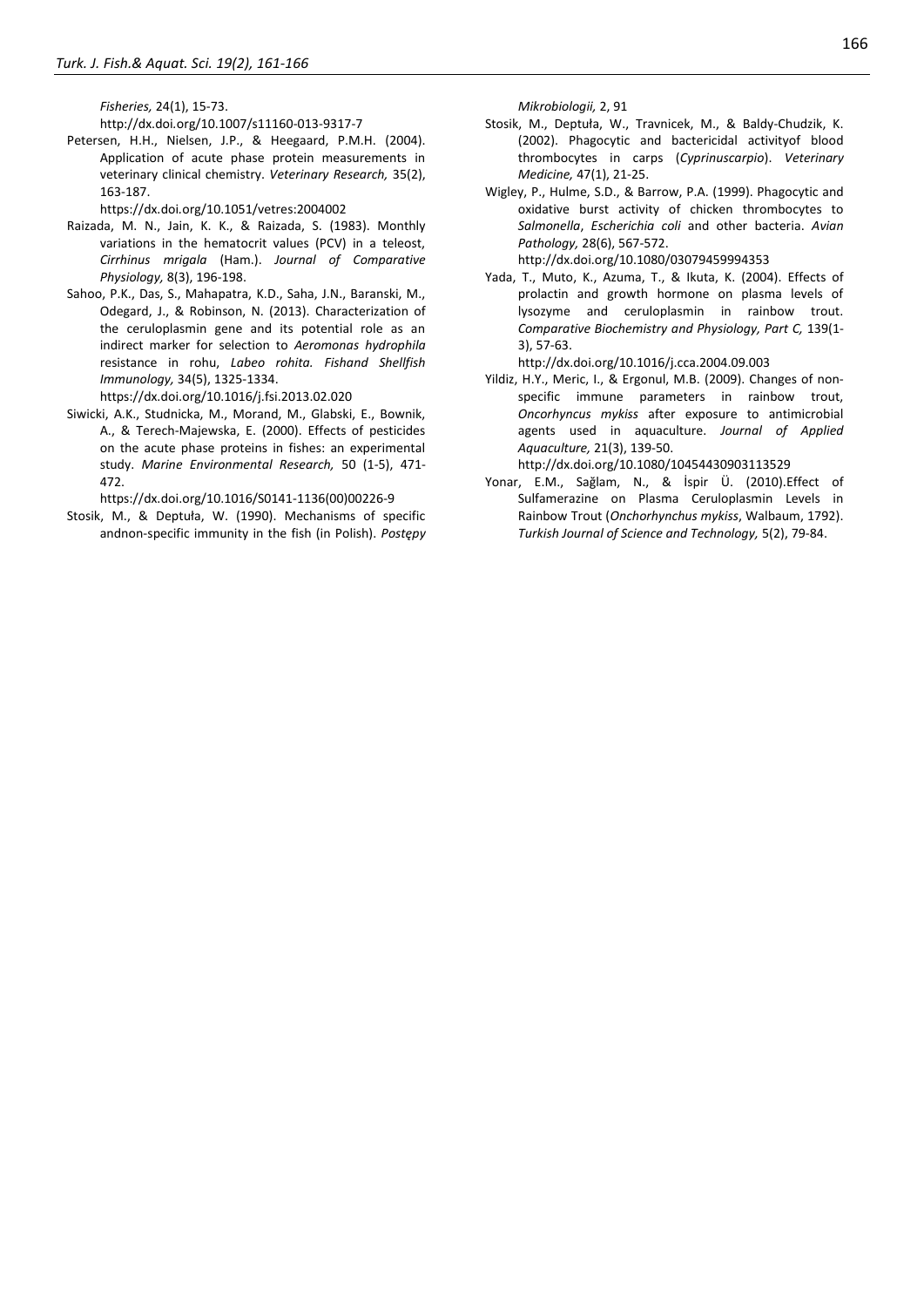*Fisheries,* 24(1), 15-73.
http://dx.doi.org/10.1007/s11160-013-9317-7

Petersen, H.H., Nielsen, J.P., & Heegaard, P.M.H. (2004). Application of acute phase protein measurements in veterinary clinical chemistry. *Veterinary Research,* 35(2), 163-187.
https://dx.doi.org/10.1051/vetres:2004002

Raizada, M. N., Jain, K. K., & Raizada, S. (1983). Monthly variations in the hematocrit values (PCV) in a teleost, *Cirrhinus mrigala* (Ham.). *Journal of Comparative Physiology,* 8(3), 196-198.

Sahoo, P.K., Das, S., Mahapatra, K.D., Saha, J.N., Baranski, M., Odegard, J., & Robinson, N. (2013). Characterization of the ceruloplasmin gene and its potential role as an indirect marker for selection to *Aeromonas hydrophila* resistance in rohu, *Labeo rohita. Fishand Shellfish Immunology,* 34(5), 1325-1334.
https://dx.doi.org/10.1016/j.fsi.2013.02.020

Siwicki, A.K., Studnicka, M., Morand, M., Glabski, E., Bownik, A., & Terech-Majewska, E. (2000). Effects of pesticides on the acute phase proteins in fishes: an experimental study. *Marine Environmental Research,* 50 (1-5), 471-472.
https://dx.doi.org/10.1016/S0141-1136(00)00226-9

Stosik, M., & Deptuła, W. (1990). Mechanisms of specific andnon-specific immunity in the fish (in Polish). *Postępy Mikrobiologii,* 2, 91

Stosik, M., Deptuła, W., Travnicek, M., & Baldy-Chudzik, K. (2002). Phagocytic and bactericidal activityof blood thrombocytes in carps (*Cyprinuscarpio*). *Veterinary Medicine,* 47(1), 21-25.

Wigley, P., Hulme, S.D., & Barrow, P.A. (1999). Phagocytic and oxidative burst activity of chicken thrombocytes to *Salmonella*, *Escherichia coli* and other bacteria. *Avian Pathology,* 28(6), 567-572.
http://dx.doi.org/10.1080/03079459994353

Yada, T., Muto, K., Azuma, T., & Ikuta, K. (2004). Effects of prolactin and growth hormone on plasma levels of lysozyme and ceruloplasmin in rainbow trout. *Comparative Biochemistry and Physiology, Part C,* 139(1-3), 57-63.
http://dx.doi.org/10.1016/j.cca.2004.09.003

Yildiz, H.Y., Meric, I., & Ergonul, M.B. (2009). Changes of non-specific immune parameters in rainbow trout, *Oncorhyncus mykiss* after exposure to antimicrobial agents used in aquaculture. *Journal of Applied Aquaculture,* 21(3), 139-50.
http://dx.doi.org/10.1080/10454430903113529

Yonar, E.M., Sağlam, N., & İspir Ü. (2010).Effect of Sulfamerazine on Plasma Ceruloplasmin Levels in Rainbow Trout (*Onchorhynchus mykiss*, Walbaum, 1792). *Turkish Journal of Science and Technology,* 5(2), 79-84.